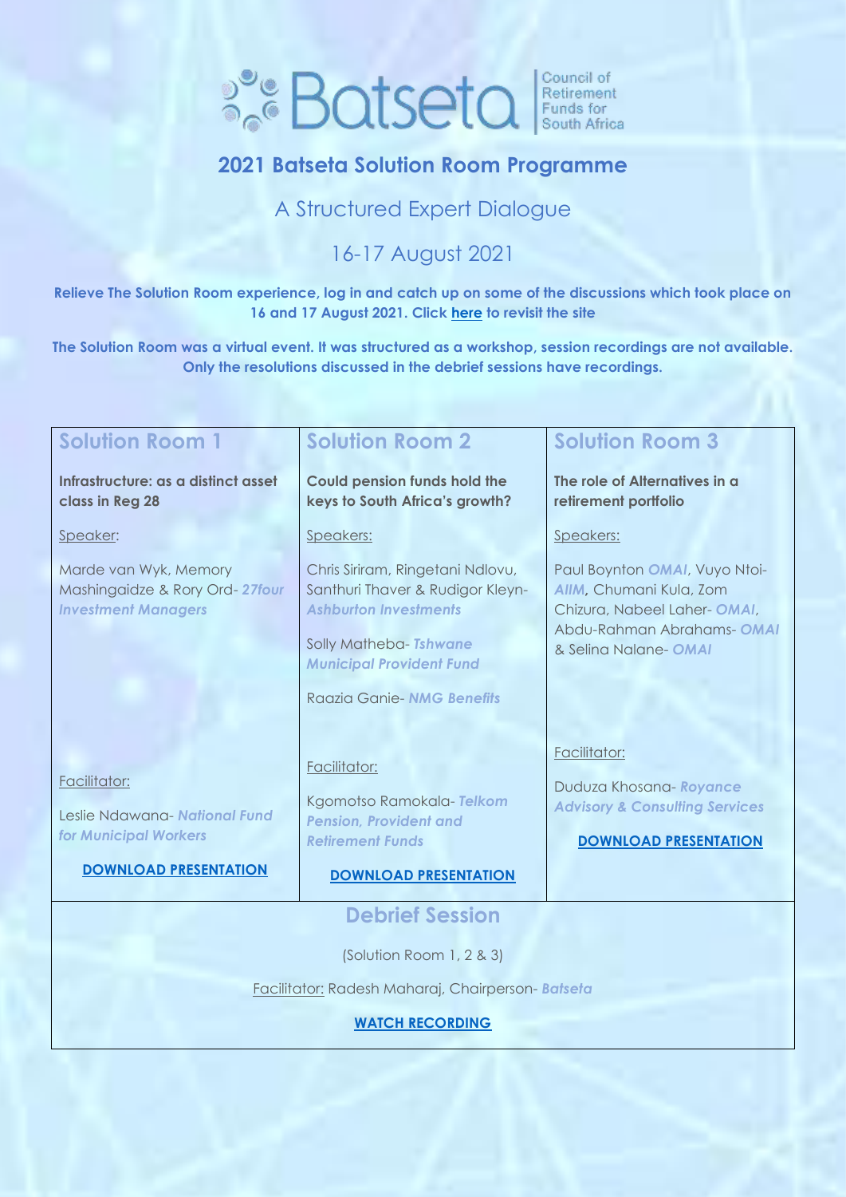Batseta | Council of Retirement Funds for South Africa

# 2021 Batseta Solution Room Programme

## A Structured Expert Dialogue

## 16-17 August 2021

**Relieve The Solution Room experience, log in and catch up on some of the discussions which took place on 16 and 17 August 2021. Click here to revisit the site**

**The Solution Room was a virtual event. It was structured as a workshop, session recordings are not available. Only the resolutions discussed in the debrief sessions have recordings.**

| Solution Room 1 | Solution Room 2 | Solution Room 3 |
|---|---|---|
| **Infrastructure: as a distinct asset class in Reg 28** | **Could pension funds hold the keys to South Africa's growth?** | **The role of Alternatives in a retirement portfolio** |
| Speaker: | Speakers: | Speakers: |
| Marde van Wyk, Memory Mashingaidze & Rory Ord- *27four Investment Managers* | Chris Siriram, Ringetani Ndlovu, Santhuri Thaver & Rudigor Kleyn- *Ashburton Investments*<br><br>Solly Matheba- *Tshwane Municipal Provident Fund*<br><br>Raazia Ganie- *NMG Benefits* | Paul Boynton *OMAI*, Vuyo Ntoi- *AIIM*, Chumani Kula, Zom Chizura, Nabeel Laher- *OMAI*, Abdu-Rahman Abrahams- *OMAI* & Selina Nalane- *OMAI* |
| Facilitator: | Facilitator: | Facilitator: |
| Leslie Ndawana- *National Fund for Municipal Workers* | Kgomotso Ramokala- *Telkom Pension, Provident and Retirement Funds* | Duduza Khosana- *Royance Advisory & Consulting Services* |
| **DOWNLOAD PRESENTATION** | **DOWNLOAD PRESENTATION** | **DOWNLOAD PRESENTATION** |

## Debrief Session

(Solution Room 1, 2 & 3)

Facilitator: Radesh Maharaj, Chairperson- *Batseta*

**WATCH RECORDING**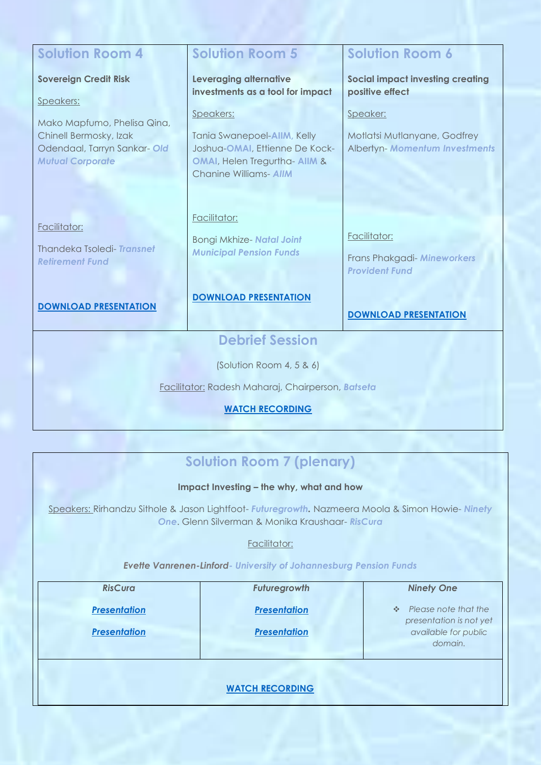## Solution Room 4

**Sovereign Credit Risk**

Speakers:

Mako Mapfumo, Phelisa Qina, Chinell Bermosky, Izak Odendaal, Tarryn Sankar- ***Old Mutual Corporate***

Facilitator:

Thandeka Tsoledi- ***Transnet Retirement Fund***

**DOWNLOAD PRESENTATION**

## Solution Room 5

**Leveraging alternative investments as a tool for impact**

Speakers:

Tania Swanepoel-**AIIM**, Kelly Joshua-**OMAI**, Ettienne De Kock-**OMAI**, Helen Tregurtha- **AIIM** & Chanine Williams- ***AIIM***

Facilitator:

Bongi Mkhize- ***Natal Joint Municipal Pension Funds***

**DOWNLOAD PRESENTATION**

## Solution Room 6

**Social impact investing creating positive effect**

Speaker:

Motlatsi Mutlanyane, Godfrey Albertyn- ***Momentum Investments***

Facilitator:

Frans Phakgadi- ***Mineworkers Provident Fund***

**DOWNLOAD PRESENTATION**

## Debrief Session

(Solution Room 4, 5 & 6)

Facilitator: Radesh Maharaj, Chairperson, ***Batseta***

**WATCH RECORDING**

## Solution Room 7 (plenary)

**Impact Investing – the why, what and how**

Speakers: Rirhandzu Sithole & Jason Lightfoot- ***Futuregrowth*.** Nazmeera Moola & Simon Howie- ***Ninety One***. Glenn Silverman & Monika Kraushaar- ***RisCura***

Facilitator:

***Evette Vanrenen-Linford- University of Johannesburg Pension Funds***

| *RisCura* | *Futuregrowth* | *Ninety One* |
|---|---|---|
| ***Presentation*** | ***Presentation*** | ❖ *Please note that the presentation is not yet available for public domain.* |
| ***Presentation*** | ***Presentation*** | |

**WATCH RECORDING**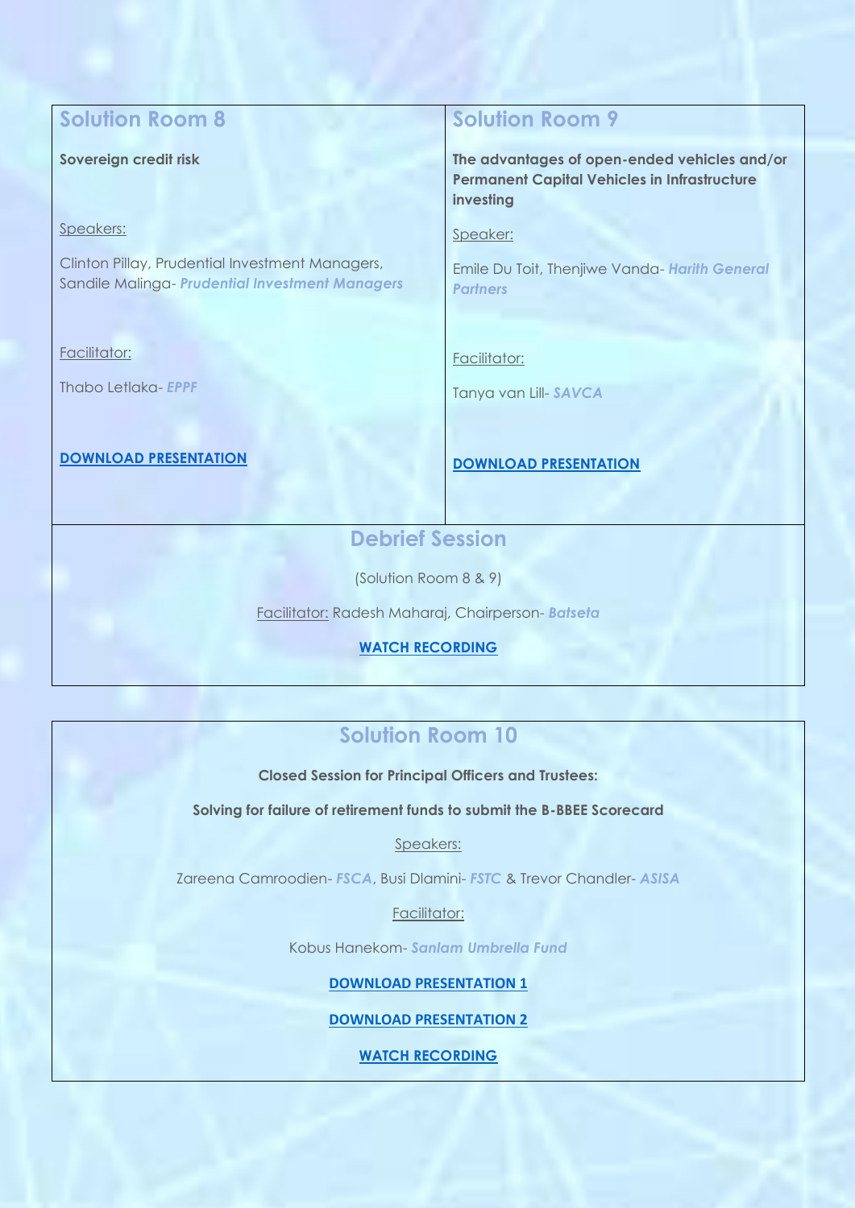## Solution Room 8

**Sovereign credit risk**

Speakers:

Clinton Pillay, Prudential Investment Managers, Sandile Malinga- ***Prudential Investment Managers***

Facilitator:

Thabo Letlaka- ***EPPF***

**DOWNLOAD PRESENTATION**

## Solution Room 9

**The advantages of open-ended vehicles and/or Permanent Capital Vehicles in Infrastructure investing**

Speaker:

Emile Du Toit, Thenjiwe Vanda- ***Harith General Partners***

Facilitator:

Tanya van Lill- ***SAVCA***

**DOWNLOAD PRESENTATION**

## Debrief Session

(Solution Room 8 & 9)

Facilitator: Radesh Maharaj, Chairperson- ***Batseta***

**WATCH RECORDING**

## Solution Room 10

**Closed Session for Principal Officers and Trustees:**

**Solving for failure of retirement funds to submit the B-BBEE Scorecard**

Speakers:

Zareena Camroodien- ***FSCA***, Busi Dlamini- ***FSTC*** & Trevor Chandler- ***ASISA***

Facilitator:

Kobus Hanekom- ***Sanlam Umbrella Fund***

**DOWNLOAD PRESENTATION 1**

**DOWNLOAD PRESENTATION 2**

**WATCH RECORDING**